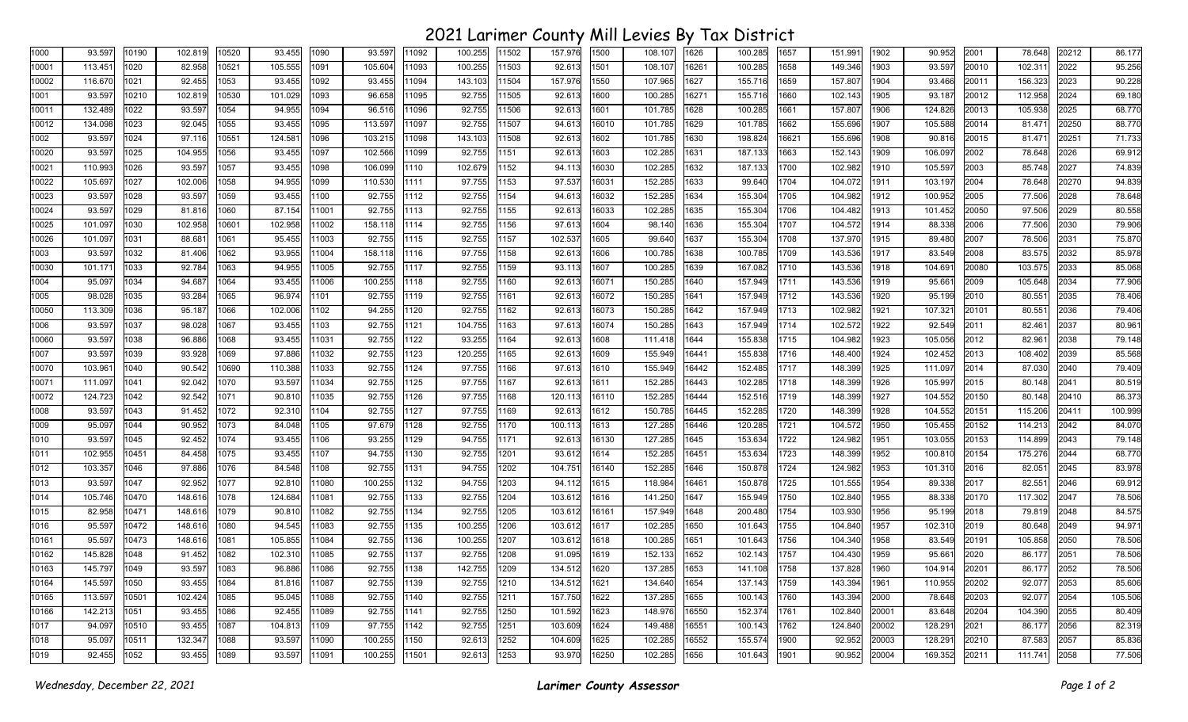# 2021 Larimer County Mill Levies By Tax District

| District | Levy | District | Levy | District | Levy | District | Levy | District | Levy | District | Levy | District | Levy | District | Levy | District | Levy | District | Levy | District | Levy | District | Levy |
|---|---|---|---|---|---|---|---|---|---|---|---|---|---|---|---|---|---|---|---|---|---|---|---|
| 1000 | 93.597 | 10190 | 102.819 | 10520 | 93.455 | 1090 | 93.597 | 11092 | 100.255 | 11502 | 157.976 | 1500 | 108.107 | 1626 | 100.285 | 1657 | 151.991 | 1902 | 90.952 | 2001 | 78.648 | 20212 | 86.177 |
| 10001 | 113.451 | 1020 | 82.958 | 10521 | 105.555 | 1091 | 105.604 | 11093 | 100.255 | 11503 | 92.613 | 1501 | 108.107 | 16261 | 100.285 | 1658 | 149.346 | 1903 | 93.597 | 20010 | 102.311 | 2022 | 95.256 |
| 10002 | 116.670 | 1021 | 92.455 | 1053 | 93.455 | 1092 | 93.455 | 11094 | 143.103 | 11504 | 157.976 | 1550 | 107.965 | 1627 | 155.716 | 1659 | 157.807 | 1904 | 93.466 | 20011 | 156.323 | 2023 | 90.228 |
| 1001 | 93.597 | 10210 | 102.819 | 10530 | 101.029 | 1093 | 96.658 | 11095 | 92.755 | 11505 | 92.613 | 1600 | 100.285 | 16271 | 155.716 | 1660 | 102.143 | 1905 | 93.187 | 20012 | 112.958 | 2024 | 69.180 |
| 10011 | 132.489 | 1022 | 93.597 | 1054 | 94.955 | 1094 | 96.516 | 11096 | 92.755 | 11506 | 92.613 | 1601 | 101.785 | 1628 | 100.285 | 1661 | 157.807 | 1906 | 124.826 | 20013 | 105.938 | 2025 | 68.770 |
| 10012 | 134.098 | 1023 | 92.045 | 1055 | 93.455 | 1095 | 113.597 | 11097 | 92.755 | 11507 | 94.613 | 16010 | 101.785 | 1629 | 101.785 | 1662 | 155.696 | 1907 | 105.588 | 20014 | 81.471 | 20250 | 88.770 |
| 1002 | 93.597 | 1024 | 97.116 | 10551 | 124.581 | 1096 | 103.215 | 11098 | 143.103 | 11508 | 92.613 | 1602 | 101.785 | 1630 | 198.824 | 16621 | 155.696 | 1908 | 90.816 | 20015 | 81.471 | 20251 | 71.733 |
| 10020 | 93.597 | 1025 | 104.955 | 1056 | 93.455 | 1097 | 102.566 | 11099 | 92.755 | 1151 | 92.613 | 1603 | 102.285 | 1631 | 187.133 | 1663 | 152.143 | 1909 | 106.097 | 2002 | 78.648 | 2026 | 69.912 |
| 10021 | 110.993 | 1026 | 93.597 | 1057 | 93.455 | 1098 | 106.099 | 1110 | 102.679 | 1152 | 94.113 | 16030 | 102.285 | 1632 | 187.133 | 1700 | 102.982 | 1910 | 105.597 | 2003 | 85.748 | 2027 | 74.839 |
| 10022 | 105.697 | 1027 | 102.006 | 1058 | 94.955 | 1099 | 110.530 | 1111 | 97.755 | 1153 | 97.537 | 16031 | 152.285 | 1633 | 99.640 | 1704 | 104.072 | 1911 | 103.197 | 2004 | 78.648 | 20270 | 94.839 |
| 10023 | 93.597 | 1028 | 93.597 | 1059 | 93.455 | 1100 | 92.755 | 1112 | 92.755 | 1154 | 94.613 | 16032 | 152.285 | 1634 | 155.304 | 1705 | 104.982 | 1912 | 100.952 | 2005 | 77.506 | 2028 | 78.648 |
| 10024 | 93.597 | 1029 | 81.816 | 1060 | 87.154 | 11001 | 92.755 | 1113 | 92.755 | 1155 | 92.613 | 16033 | 102.285 | 1635 | 155.304 | 1706 | 104.482 | 1913 | 101.452 | 20050 | 97.506 | 2029 | 80.558 |
| 10025 | 101.097 | 1030 | 102.958 | 10601 | 102.958 | 11002 | 158.118 | 1114 | 92.755 | 1156 | 97.613 | 1604 | 98.140 | 1636 | 155.304 | 1707 | 104.572 | 1914 | 88.338 | 2006 | 77.506 | 2030 | 79.906 |
| 10026 | 101.097 | 1031 | 88.681 | 1061 | 95.455 | 11003 | 92.755 | 1115 | 92.755 | 1157 | 102.537 | 1605 | 99.640 | 1637 | 155.304 | 1708 | 137.970 | 1915 | 89.480 | 2007 | 78.506 | 2031 | 75.870 |
| 1003 | 93.597 | 1032 | 81.406 | 1062 | 93.955 | 11004 | 158.118 | 1116 | 97.755 | 1158 | 92.613 | 1606 | 100.785 | 1638 | 100.785 | 1709 | 143.536 | 1917 | 83.549 | 2008 | 83.575 | 2032 | 85.978 |
| 10030 | 101.171 | 1033 | 92.784 | 1063 | 94.955 | 11005 | 92.755 | 1117 | 92.755 | 1159 | 93.113 | 1607 | 100.285 | 1639 | 167.082 | 1710 | 143.536 | 1918 | 104.691 | 20080 | 103.575 | 2033 | 85.068 |
| 1004 | 95.097 | 1034 | 94.687 | 1064 | 93.455 | 11006 | 100.255 | 1118 | 92.755 | 1160 | 92.613 | 16071 | 150.285 | 1640 | 157.949 | 1711 | 143.536 | 1919 | 95.661 | 2009 | 105.648 | 2034 | 77.906 |
| 1005 | 98.028 | 1035 | 93.284 | 1065 | 96.974 | 1101 | 92.755 | 1119 | 92.755 | 1161 | 92.613 | 16072 | 150.285 | 1641 | 157.949 | 1712 | 143.536 | 1920 | 95.199 | 2010 | 80.551 | 2035 | 78.406 |
| 10050 | 113.309 | 1036 | 95.187 | 1066 | 102.006 | 1102 | 94.255 | 1120 | 92.755 | 1162 | 92.613 | 16073 | 150.285 | 1642 | 157.949 | 1713 | 102.982 | 1921 | 107.321 | 20101 | 80.551 | 2036 | 79.406 |
| 1006 | 93.597 | 1037 | 98.028 | 1067 | 93.455 | 1103 | 92.755 | 1121 | 104.755 | 1163 | 97.613 | 16074 | 150.285 | 1643 | 157.949 | 1714 | 102.572 | 1922 | 92.549 | 2011 | 82.461 | 2037 | 80.961 |
| 10060 | 93.597 | 1038 | 96.886 | 1068 | 93.455 | 11031 | 92.755 | 1122 | 93.255 | 1164 | 92.613 | 1608 | 111.418 | 1644 | 155.838 | 1715 | 104.982 | 1923 | 105.056 | 2012 | 82.961 | 2038 | 79.148 |
| 1007 | 93.597 | 1039 | 93.928 | 1069 | 97.886 | 11032 | 92.755 | 1123 | 120.255 | 1165 | 92.613 | 1609 | 155.949 | 16441 | 155.838 | 1716 | 148.400 | 1924 | 102.452 | 2013 | 108.402 | 2039 | 85.568 |
| 10070 | 103.961 | 1040 | 90.542 | 10690 | 110.388 | 11033 | 92.755 | 1124 | 97.755 | 1166 | 97.613 | 1610 | 155.949 | 16442 | 152.485 | 1717 | 148.399 | 1925 | 111.097 | 2014 | 87.030 | 2040 | 79.409 |
| 10071 | 111.097 | 1041 | 92.042 | 1070 | 93.597 | 11034 | 92.755 | 1125 | 97.755 | 1167 | 92.613 | 1611 | 152.285 | 16443 | 102.285 | 1718 | 148.399 | 1926 | 105.997 | 2015 | 80.148 | 2041 | 80.519 |
| 10072 | 124.723 | 1042 | 92.542 | 1071 | 90.810 | 11035 | 92.755 | 1126 | 97.755 | 1168 | 120.113 | 16110 | 152.285 | 16444 | 152.516 | 1719 | 148.399 | 1927 | 104.552 | 20150 | 80.148 | 20410 | 86.373 |
| 1008 | 93.597 | 1043 | 91.452 | 1072 | 92.310 | 1104 | 92.755 | 1127 | 97.755 | 1169 | 92.613 | 1612 | 150.785 | 16445 | 152.285 | 1720 | 148.399 | 1928 | 104.552 | 20151 | 115.206 | 20411 | 100.999 |
| 1009 | 95.097 | 1044 | 90.952 | 1073 | 84.048 | 1105 | 97.679 | 1128 | 92.755 | 1170 | 100.113 | 1613 | 127.285 | 16446 | 120.285 | 1721 | 104.572 | 1950 | 105.455 | 20152 | 114.213 | 2042 | 84.070 |
| 1010 | 93.597 | 1045 | 92.452 | 1074 | 93.455 | 1106 | 93.255 | 1129 | 94.755 | 1171 | 92.613 | 16130 | 127.285 | 1645 | 153.634 | 1722 | 124.982 | 1951 | 103.055 | 20153 | 114.899 | 2043 | 79.148 |
| 1011 | 102.955 | 10451 | 84.458 | 1075 | 93.455 | 1107 | 94.755 | 1130 | 92.755 | 1201 | 93.612 | 1614 | 152.285 | 16451 | 153.634 | 1723 | 148.399 | 1952 | 100.810 | 20154 | 175.276 | 2044 | 68.770 |
| 1012 | 103.357 | 1046 | 97.886 | 1076 | 84.548 | 1108 | 92.755 | 1131 | 94.755 | 1202 | 104.751 | 16140 | 152.285 | 1646 | 150.878 | 1724 | 124.982 | 1953 | 101.310 | 2016 | 82.051 | 2045 | 83.978 |
| 1013 | 93.597 | 1047 | 92.952 | 1077 | 92.810 | 11080 | 100.255 | 1132 | 94.755 | 1203 | 94.112 | 1615 | 118.984 | 16461 | 150.878 | 1725 | 101.555 | 1954 | 89.338 | 2017 | 82.551 | 2046 | 69.912 |
| 1014 | 105.746 | 10470 | 148.616 | 1078 | 124.684 | 11081 | 92.755 | 1133 | 92.755 | 1204 | 103.612 | 1616 | 141.250 | 1647 | 155.949 | 1750 | 102.840 | 1955 | 88.338 | 20170 | 117.302 | 2047 | 78.506 |
| 1015 | 82.958 | 10471 | 148.616 | 1079 | 90.810 | 11082 | 92.755 | 1134 | 92.755 | 1205 | 103.612 | 16161 | 157.949 | 1648 | 200.480 | 1754 | 103.930 | 1956 | 95.199 | 2018 | 79.819 | 2048 | 84.575 |
| 1016 | 95.597 | 10472 | 148.616 | 1080 | 94.545 | 11083 | 92.755 | 1135 | 100.255 | 1206 | 103.612 | 1617 | 102.285 | 1650 | 101.643 | 1755 | 104.840 | 1957 | 102.310 | 2019 | 80.648 | 2049 | 94.971 |
| 10161 | 95.597 | 10473 | 148.616 | 1081 | 105.855 | 11084 | 92.755 | 1136 | 100.255 | 1207 | 103.612 | 1618 | 100.285 | 1651 | 101.643 | 1756 | 104.340 | 1958 | 83.549 | 20191 | 105.858 | 2050 | 78.506 |
| 10162 | 145.828 | 1048 | 91.452 | 1082 | 102.310 | 11085 | 92.755 | 1137 | 92.755 | 1208 | 91.095 | 1619 | 152.133 | 1652 | 102.143 | 1757 | 104.430 | 1959 | 95.661 | 2020 | 86.177 | 2051 | 78.506 |
| 10163 | 145.797 | 1049 | 93.597 | 1083 | 96.886 | 11086 | 92.755 | 1138 | 142.755 | 1209 | 134.512 | 1620 | 137.285 | 1653 | 141.108 | 1758 | 137.828 | 1960 | 104.914 | 20201 | 86.177 | 2052 | 78.506 |
| 10164 | 145.597 | 1050 | 93.455 | 1084 | 81.816 | 11087 | 92.755 | 1139 | 92.755 | 1210 | 134.512 | 1621 | 134.640 | 1654 | 137.143 | 1759 | 143.394 | 1961 | 110.955 | 20202 | 92.077 | 2053 | 85.606 |
| 10165 | 113.597 | 10501 | 102.424 | 1085 | 95.045 | 11088 | 92.755 | 1140 | 92.755 | 1211 | 157.750 | 1622 | 137.285 | 1655 | 100.143 | 1760 | 143.394 | 2000 | 78.648 | 20203 | 92.077 | 2054 | 105.506 |
| 10166 | 142.213 | 1051 | 93.455 | 1086 | 92.455 | 11089 | 92.755 | 1141 | 92.755 | 1250 | 101.592 | 1623 | 148.976 | 16550 | 152.374 | 1761 | 102.840 | 20001 | 83.648 | 20204 | 104.390 | 2055 | 80.409 |
| 1017 | 94.097 | 10510 | 93.455 | 1087 | 104.813 | 1109 | 97.755 | 1142 | 92.755 | 1251 | 103.609 | 1624 | 149.488 | 16551 | 100.143 | 1762 | 124.840 | 20002 | 128.291 | 2021 | 86.177 | 2056 | 82.319 |
| 1018 | 95.097 | 10511 | 132.347 | 1088 | 93.597 | 11090 | 100.255 | 1150 | 92.613 | 1252 | 104.609 | 1625 | 102.285 | 16552 | 155.574 | 1900 | 92.952 | 20003 | 128.291 | 20210 | 87.583 | 2057 | 85.836 |
| 1019 | 92.455 | 1052 | 93.455 | 1089 | 93.597 | 11091 | 100.255 | 11501 | 92.613 | 1253 | 93.970 | 16250 | 102.285 | 1656 | 101.643 | 1901 | 90.952 | 20004 | 169.352 | 20211 | 111.741 | 2058 | 77.506 |

*Wednesday, December 22, 2021* **Larimer County Assessor**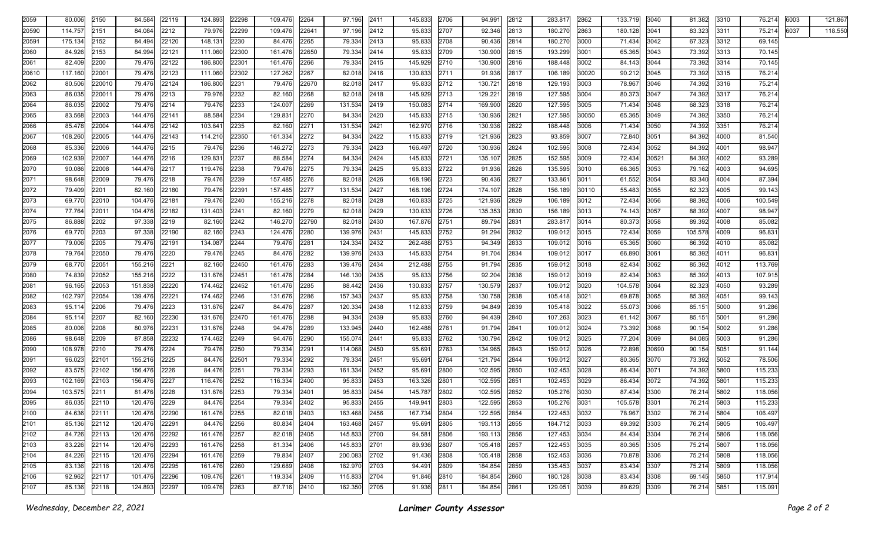| | | | | | | | | | | | | | | | | | | | | | | | | | |
|---|---|---|---|---|---|---|---|---|---|---|---|---|---|---|---|---|---|---|---|---|---|---|---|---|---|
| 2059 | 80.006 | 2150 | 84.584 | 22119 | 124.893 | 22298 | 109.476 | 2264 | 97.196 | 2411 | 145.833 | 2706 | 94.991 | 2812 | 283.817 | 2862 | 133.719 | 3040 | 81.382 | 3310 | 76.214 | 6003 | 121.867 |
| 20590 | 114.757 | 2151 | 84.084 | 2212 | 79.976 | 22299 | 109.476 | 22641 | 97.196 | 2412 | 95.833 | 2707 | 92.346 | 2813 | 180.270 | 2863 | 180.128 | 3041 | 83.323 | 3311 | 75.214 | 6037 | 118.550 |
| 20591 | 175.134 | 2152 | 84.494 | 22120 | 148.131 | 2230 | 84.476 | 2265 | 79.334 | 2413 | 95.833 | 2708 | 90.436 | 2814 | 180.270 | 3000 | 71.434 | 3042 | 67.323 | 3312 | 69.145 | | |
| 2060 | 84.926 | 2153 | 84.994 | 22121 | 111.060 | 22300 | 161.476 | 22650 | 79.334 | 2414 | 95.833 | 2709 | 130.900 | 2815 | 193.299 | 3001 | 65.365 | 3043 | 73.392 | 3313 | 70.145 | | |
| 2061 | 82.409 | 2200 | 79.476 | 22122 | 186.800 | 22301 | 161.476 | 2266 | 79.334 | 2415 | 145.929 | 2710 | 130.900 | 2816 | 188.448 | 3002 | 84.143 | 3044 | 73.392 | 3314 | 70.145 | | |
| 20610 | 117.160 | 22001 | 79.476 | 22123 | 111.060 | 22302 | 127.262 | 2267 | 82.018 | 2416 | 130.833 | 2711 | 91.936 | 2817 | 106.189 | 30020 | 90.212 | 3045 | 73.392 | 3315 | 76.214 | | |
| 2062 | 80.506 | 220010 | 79.476 | 22124 | 186.800 | 2231 | 79.476 | 22670 | 82.018 | 2417 | 95.833 | 2712 | 130.721 | 2818 | 129.193 | 3003 | 78.967 | 3046 | 74.392 | 3316 | 75.214 | | |
| 2063 | 86.035 | 220011 | 79.476 | 2213 | 79.976 | 2232 | 82.160 | 2268 | 82.018 | 2418 | 145.929 | 2713 | 129.221 | 2819 | 127.595 | 3004 | 80.373 | 3047 | 74.392 | 3317 | 76.214 | | |
| 2064 | 86.035 | 22002 | 79.476 | 2214 | 79.476 | 2233 | 124.007 | 2269 | 131.534 | 2419 | 150.083 | 2714 | 169.900 | 2820 | 127.595 | 3005 | 71.434 | 3048 | 68.323 | 3318 | 76.214 | | |
| 2065 | 83.568 | 22003 | 144.476 | 22141 | 88.584 | 2234 | 129.831 | 2270 | 84.334 | 2420 | 145.833 | 2715 | 130.936 | 2821 | 127.595 | 30050 | 65.365 | 3049 | 74.392 | 3350 | 76.214 | | |
| 2066 | 85.478 | 22004 | 144.476 | 22142 | 103.641 | 2235 | 82.160 | 2271 | 131.534 | 2421 | 162.970 | 2716 | 130.936 | 2822 | 188.448 | 3006 | 71.434 | 3050 | 74.392 | 3351 | 76.214 | | |
| 2067 | 108.260 | 22005 | 144.476 | 22143 | 114.210 | 22350 | 161.334 | 2272 | 84.334 | 2422 | 115.833 | 2719 | 121.936 | 2823 | 93.859 | 3007 | 72.840 | 3051 | 84.392 | 4000 | 81.540 | | |
| 2068 | 85.336 | 22006 | 144.476 | 2215 | 79.476 | 2236 | 146.272 | 2273 | 79.334 | 2423 | 166.497 | 2720 | 130.936 | 2824 | 102.595 | 3008 | 72.434 | 3052 | 84.392 | 4001 | 98.947 | | |
| 2069 | 102.939 | 22007 | 144.476 | 2216 | 129.831 | 2237 | 88.584 | 2274 | 84.334 | 2424 | 145.833 | 2721 | 135.107 | 2825 | 152.595 | 3009 | 72.434 | 30521 | 84.392 | 4002 | 93.289 | | |
| 2070 | 90.086 | 22008 | 144.476 | 2217 | 119.476 | 2238 | 79.476 | 2275 | 79.334 | 2425 | 95.833 | 2722 | 91.936 | 2826 | 135.595 | 3010 | 66.365 | 3053 | 79.162 | 4003 | 94.695 | | |
| 2071 | 98.648 | 22009 | 79.476 | 2218 | 79.476 | 2239 | 157.485 | 2276 | 82.018 | 2426 | 168.196 | 2723 | 90.436 | 2827 | 133.861 | 3011 | 61.552 | 3054 | 83.340 | 4004 | 87.394 | | |
| 2072 | 79.409 | 2201 | 82.160 | 22180 | 79.476 | 22391 | 157.485 | 2277 | 131.534 | 2427 | 168.196 | 2724 | 174.107 | 2828 | 156.189 | 30110 | 55.483 | 3055 | 82.323 | 4005 | 99.143 | | |
| 2073 | 69.770 | 22010 | 104.476 | 22181 | 79.476 | 2240 | 155.216 | 2278 | 82.018 | 2428 | 160.833 | 2725 | 121.936 | 2829 | 106.189 | 3012 | 72.434 | 3056 | 88.392 | 4006 | 100.549 | | |
| 2074 | 77.764 | 22011 | 104.476 | 22182 | 131.403 | 2241 | 82.160 | 2279 | 82.018 | 2429 | 130.833 | 2726 | 135.353 | 2830 | 156.189 | 3013 | 74.143 | 3057 | 88.392 | 4007 | 98.947 | | |
| 2075 | 86.888 | 2202 | 97.338 | 2219 | 82.160 | 2242 | 146.270 | 22790 | 82.018 | 2430 | 167.876 | 2751 | 89.794 | 2831 | 283.817 | 3014 | 80.373 | 3058 | 89.392 | 4008 | 85.082 | | |
| 2076 | 69.770 | 2203 | 97.338 | 22190 | 82.160 | 2243 | 124.476 | 2280 | 139.976 | 2431 | 145.833 | 2752 | 91.294 | 2832 | 109.012 | 3015 | 72.434 | 3059 | 105.578 | 4009 | 96.831 | | |
| 2077 | 79.006 | 2205 | 79.476 | 22191 | 134.087 | 2244 | 79.476 | 2281 | 124.334 | 2432 | 262.488 | 2753 | 94.349 | 2833 | 109.012 | 3016 | 65.365 | 3060 | 86.392 | 4010 | 85.082 | | |
| 2078 | 79.764 | 22050 | 79.476 | 2220 | 79.476 | 2245 | 84.476 | 2282 | 139.976 | 2433 | 145.833 | 2754 | 91.704 | 2834 | 109.012 | 3017 | 66.890 | 3061 | 85.392 | 4011 | 96.831 | | |
| 2079 | 68.770 | 22051 | 155.216 | 2221 | 82.160 | 22450 | 161.476 | 2283 | 139.476 | 2434 | 212.488 | 2755 | 91.794 | 2835 | 159.012 | 3018 | 82.434 | 3062 | 85.392 | 4012 | 113.769 | | |
| 2080 | 74.839 | 22052 | 155.216 | 2222 | 131.676 | 22451 | 161.476 | 2284 | 146.130 | 2435 | 95.833 | 2756 | 92.204 | 2836 | 159.012 | 3019 | 82.434 | 3063 | 85.392 | 4013 | 107.915 | | |
| 2081 | 96.165 | 22053 | 151.838 | 22220 | 174.462 | 22452 | 161.476 | 2285 | 88.442 | 2436 | 130.833 | 2757 | 130.579 | 2837 | 109.012 | 3020 | 104.578 | 3064 | 82.323 | 4050 | 93.289 | | |
| 2082 | 102.797 | 22054 | 139.476 | 22221 | 174.462 | 2246 | 131.676 | 2286 | 157.343 | 2437 | 95.833 | 2758 | 130.758 | 2838 | 105.418 | 3021 | 69.878 | 3065 | 85.392 | 4051 | 99.143 | | |
| 2083 | 95.114 | 2206 | 79.476 | 2223 | 131.676 | 2247 | 84.476 | 2287 | 120.334 | 2438 | 112.833 | 2759 | 94.849 | 2839 | 105.418 | 3022 | 55.073 | 3066 | 85.151 | 5000 | 91.286 | | |
| 2084 | 95.114 | 2207 | 82.160 | 22230 | 131.676 | 22470 | 161.476 | 2288 | 94.334 | 2439 | 95.833 | 2760 | 94.439 | 2840 | 107.263 | 3023 | 61.142 | 3067 | 85.151 | 5001 | 91.286 | | |
| 2085 | 80.006 | 2208 | 80.976 | 22231 | 131.676 | 2248 | 94.476 | 2289 | 133.945 | 2440 | 162.488 | 2761 | 91.794 | 2841 | 109.012 | 3024 | 73.392 | 3068 | 90.154 | 5002 | 91.286 | | |
| 2086 | 98.648 | 2209 | 87.858 | 22232 | 174.462 | 2249 | 94.476 | 2290 | 155.074 | 2441 | 95.833 | 2762 | 130.794 | 2842 | 109.012 | 3025 | 77.204 | 3069 | 84.085 | 5003 | 91.286 | | |
| 2090 | 108.978 | 2210 | 79.476 | 2224 | 79.476 | 2250 | 79.334 | 2291 | 114.068 | 2450 | 95.691 | 2763 | 134.965 | 2843 | 159.012 | 3026 | 72.898 | 30690 | 90.154 | 5051 | 91.144 | | |
| 2091 | 96.023 | 22101 | 155.216 | 2225 | 84.476 | 22501 | 79.334 | 2292 | 79.334 | 2451 | 95.691 | 2764 | 121.794 | 2844 | 109.012 | 3027 | 80.365 | 3070 | 73.392 | 5052 | 78.506 | | |
| 2092 | 83.575 | 22102 | 156.476 | 2226 | 84.476 | 2251 | 79.334 | 2293 | 161.334 | 2452 | 95.691 | 2800 | 102.595 | 2850 | 102.453 | 3028 | 86.434 | 3071 | 74.392 | 5800 | 115.233 | | |
| 2093 | 102.169 | 22103 | 156.476 | 2227 | 116.476 | 2252 | 116.334 | 2400 | 95.833 | 2453 | 163.326 | 2801 | 102.595 | 2851 | 102.453 | 3029 | 86.434 | 3072 | 74.392 | 5801 | 115.233 | | |
| 2094 | 103.575 | 2211 | 81.476 | 2228 | 131.676 | 2253 | 79.334 | 2401 | 95.833 | 2454 | 145.787 | 2802 | 102.595 | 2852 | 105.276 | 3030 | 87.434 | 3300 | 76.214 | 5802 | 118.056 | | |
| 2095 | 86.035 | 22110 | 120.476 | 2229 | 84.476 | 2254 | 79.334 | 2402 | 95.833 | 2455 | 149.941 | 2803 | 122.595 | 2853 | 105.276 | 3031 | 105.578 | 3301 | 76.214 | 5803 | 115.233 | | |
| 2100 | 84.636 | 22111 | 120.476 | 22290 | 161.476 | 2255 | 82.018 | 2403 | 163.468 | 2456 | 167.734 | 2804 | 122.595 | 2854 | 122.453 | 3032 | 78.967 | 3302 | 76.214 | 5804 | 106.497 | | |
| 2101 | 85.136 | 22112 | 120.476 | 22291 | 84.476 | 2256 | 80.834 | 2404 | 163.468 | 2457 | 95.691 | 2805 | 193.113 | 2855 | 184.712 | 3033 | 89.392 | 3303 | 76.214 | 5805 | 106.497 | | |
| 2102 | 84.726 | 22113 | 120.476 | 22292 | 161.476 | 2257 | 82.018 | 2405 | 145.833 | 2700 | 94.581 | 2806 | 193.113 | 2856 | 127.453 | 3034 | 84.434 | 3304 | 76.214 | 5806 | 118.056 | | |
| 2103 | 83.226 | 22114 | 120.476 | 22293 | 161.476 | 2258 | 81.334 | 2406 | 145.833 | 2701 | 89.936 | 2807 | 105.418 | 2857 | 122.453 | 3035 | 80.365 | 3305 | 75.214 | 5807 | 118.056 | | |
| 2104 | 84.226 | 22115 | 120.476 | 22294 | 161.476 | 2259 | 79.834 | 2407 | 200.083 | 2702 | 91.436 | 2808 | 105.418 | 2858 | 152.453 | 3036 | 70.878 | 3306 | 75.214 | 5808 | 118.056 | | |
| 2105 | 83.136 | 22116 | 120.476 | 22295 | 161.476 | 2260 | 129.689 | 2408 | 162.970 | 2703 | 94.491 | 2809 | 184.854 | 2859 | 135.453 | 3037 | 83.434 | 3307 | 75.214 | 5809 | 118.056 | | |
| 2106 | 92.962 | 22117 | 101.476 | 22296 | 109.476 | 2261 | 119.334 | 2409 | 115.833 | 2704 | 91.846 | 2810 | 184.854 | 2860 | 180.128 | 3038 | 83.434 | 3308 | 69.145 | 5850 | 117.914 | | |
| 2107 | 85.136 | 22118 | 124.893 | 22297 | 109.476 | 2263 | 87.716 | 2410 | 162.350 | 2705 | 91.936 | 2811 | 184.854 | 2861 | 129.051 | 3039 | 89.629 | 3309 | 76.214 | 5851 | 115.091 | | |

*Wednesday, December 22, 2021* **Larimer County Assessor**